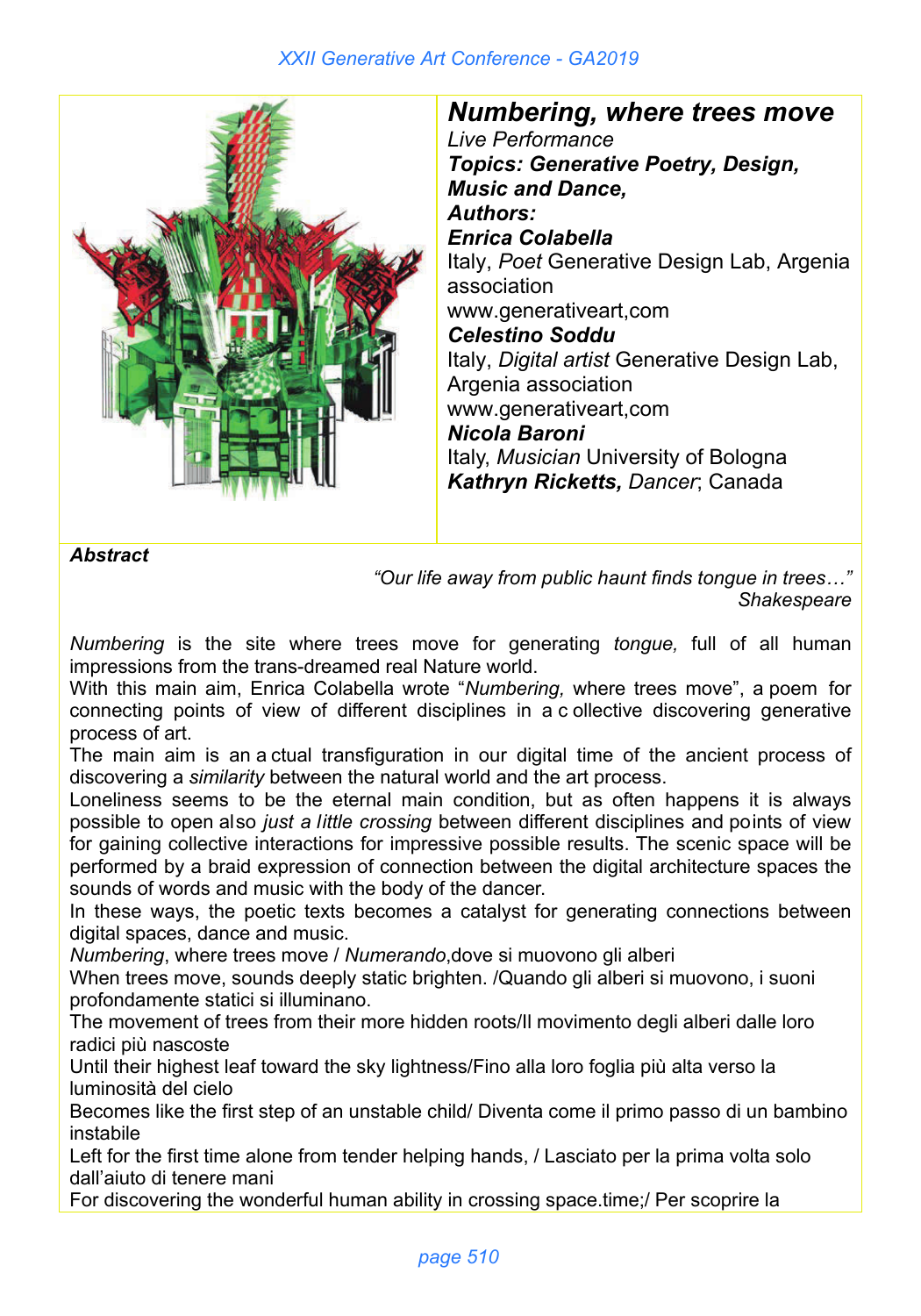# *Numbering, where trees move*

*Live Performance*

***Topics: Generative Poetry, Design, Music and Dance,***

***Authors:***

***Enrica Colabella***
Italy, *Poet* Generative Design Lab, Argenia association
www.generativeart,com

***Celestino Soddu***
Italy, *Digital artist* Generative Design Lab, Argenia association
www.generativeart,com

***Nicola Baroni***
Italy, *Musician* University of Bologna

***Kathryn Ricketts,*** *Dancer*; Canada

***Abstract***

*"Our life away from public haunt finds tongue in trees…"*
*Shakespeare*

*Numbering* is the site where trees move for generating *tongue,* full of all human impressions from the trans-dreamed real Nature world.
With this main aim, Enrica Colabella wrote "*Numbering,* where trees move", a poem for connecting points of view of different disciplines in a c ollective discovering generative process of art.
The main aim is an a ctual transfiguration in our digital time of the ancient process of discovering a *similarity* between the natural world and the art process.
Loneliness seems to be the eternal main condition, but as often happens it is always possible to open also *just a little crossing* between different disciplines and points of view for gaining collective interactions for impressive possible results. The scenic space will be performed by a braid expression of connection between the digital architecture spaces the sounds of words and music with the body of the dancer.
In these ways, the poetic texts becomes a catalyst for generating connections between digital spaces, dance and music.
*Numbering*, where trees move / *Numerando*,dove si muovono gli alberi
When trees move, sounds deeply static brighten. /Quando gli alberi si muovono, i suoni profondamente statici si illuminano.
The movement of trees from their more hidden roots/Il movimento degli alberi dalle loro radici più nascoste
Until their highest leaf toward the sky lightness/Fino alla loro foglia più alta verso la luminosità del cielo
Becomes like the first step of an unstable child/ Diventa come il primo passo di un bambino instabile
Left for the first time alone from tender helping hands, / Lasciato per la prima volta solo dall'aiuto di tenere mani
For discovering the wonderful human ability in crossing space.time;/ Per scoprire la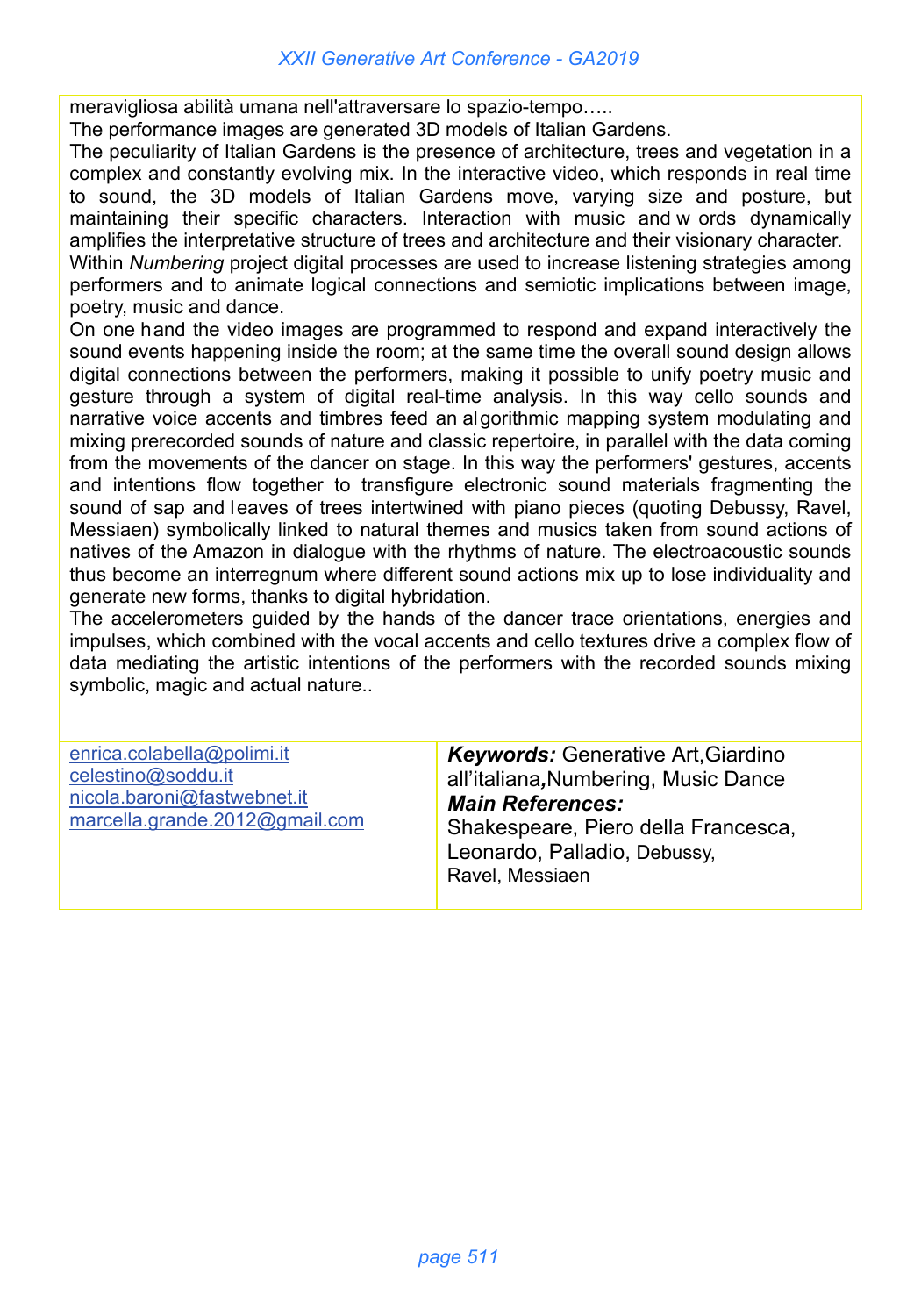meravigliosa abilità umana nell'attraversare lo spazio-tempo…..

The performance images are generated 3D models of Italian Gardens.

The peculiarity of Italian Gardens is the presence of architecture, trees and vegetation in a complex and constantly evolving mix. In the interactive video, which responds in real time to sound, the 3D models of Italian Gardens move, varying size and posture, but maintaining their specific characters. Interaction with music and w ords dynamically amplifies the interpretative structure of trees and architecture and their visionary character.

Within *Numbering* project digital processes are used to increase listening strategies among performers and to animate logical connections and semiotic implications between image, poetry, music and dance.

On one hand the video images are programmed to respond and expand interactively the sound events happening inside the room; at the same time the overall sound design allows digital connections between the performers, making it possible to unify poetry music and gesture through a system of digital real-time analysis. In this way cello sounds and narrative voice accents and timbres feed an algorithmic mapping system modulating and mixing prerecorded sounds of nature and classic repertoire, in parallel with the data coming from the movements of the dancer on stage. In this way the performers' gestures, accents and intentions flow together to transfigure electronic sound materials fragmenting the sound of sap and leaves of trees intertwined with piano pieces (quoting Debussy, Ravel, Messiaen) symbolically linked to natural themes and musics taken from sound actions of natives of the Amazon in dialogue with the rhythms of nature. The electroacoustic sounds thus become an interregnum where different sound actions mix up to lose individuality and generate new forms, thanks to digital hybridation.

The accelerometers guided by the hands of the dancer trace orientations, energies and impulses, which combined with the vocal accents and cello textures drive a complex flow of data mediating the artistic intentions of the performers with the recorded sounds mixing symbolic, magic and actual nature..

| | |
|---|---|
| enrica.colabella@polimi.it<br>celestino@soddu.it<br>nicola.baroni@fastwebnet.it<br>marcella.grande.2012@gmail.com | ***Keywords:*** Generative Art,Giardino all'italiana**,**Numbering, Music Dance<br>***Main References:***<br>Shakespeare, Piero della Francesca, Leonardo, Palladio, Debussy, Ravel, Messiaen |